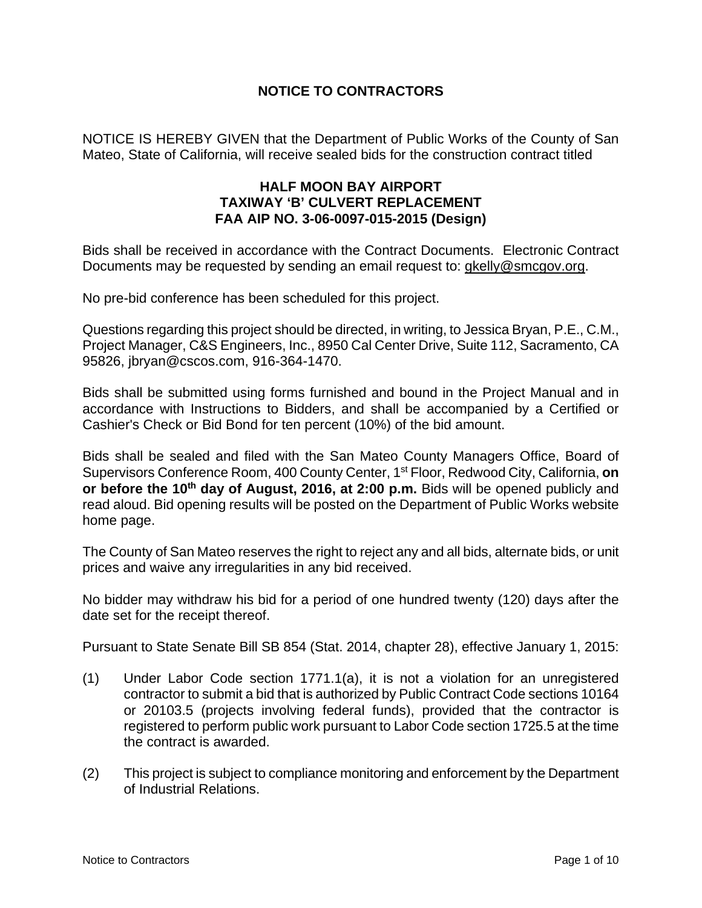# NOTICE TO CONTRACTORS

NOTICE IS HEREBY GIVEN that the Department of Public Works of the County of San Mateo, State of California, will receive sealed bids for the construction contract titled

## HALF MOON BAY AIRPORT
## TAXIWAY 'B' CULVERT REPLACEMENT
## FAA AIP NO. 3-06-0097-015-2015 (Design)

Bids shall be received in accordance with the Contract Documents. Electronic Contract Documents may be requested by sending an email request to: gkelly@smcgov.org.

No pre-bid conference has been scheduled for this project.

Questions regarding this project should be directed, in writing, to Jessica Bryan, P.E., C.M., Project Manager, C&S Engineers, Inc., 8950 Cal Center Drive, Suite 112, Sacramento, CA 95826, jbryan@cscos.com, 916-364-1470.

Bids shall be submitted using forms furnished and bound in the Project Manual and in accordance with Instructions to Bidders, and shall be accompanied by a Certified or Cashier's Check or Bid Bond for ten percent (10%) of the bid amount.

Bids shall be sealed and filed with the San Mateo County Managers Office, Board of Supervisors Conference Room, 400 County Center, 1st Floor, Redwood City, California, **on or before the 10th day of August, 2016, at 2:00 p.m.** Bids will be opened publicly and read aloud. Bid opening results will be posted on the Department of Public Works website home page.

The County of San Mateo reserves the right to reject any and all bids, alternate bids, or unit prices and waive any irregularities in any bid received.

No bidder may withdraw his bid for a period of one hundred twenty (120) days after the date set for the receipt thereof.

Pursuant to State Senate Bill SB 854 (Stat. 2014, chapter 28), effective January 1, 2015:

(1) Under Labor Code section 1771.1(a), it is not a violation for an unregistered contractor to submit a bid that is authorized by Public Contract Code sections 10164 or 20103.5 (projects involving federal funds), provided that the contractor is registered to perform public work pursuant to Labor Code section 1725.5 at the time the contract is awarded.

(2) This project is subject to compliance monitoring and enforcement by the Department of Industrial Relations.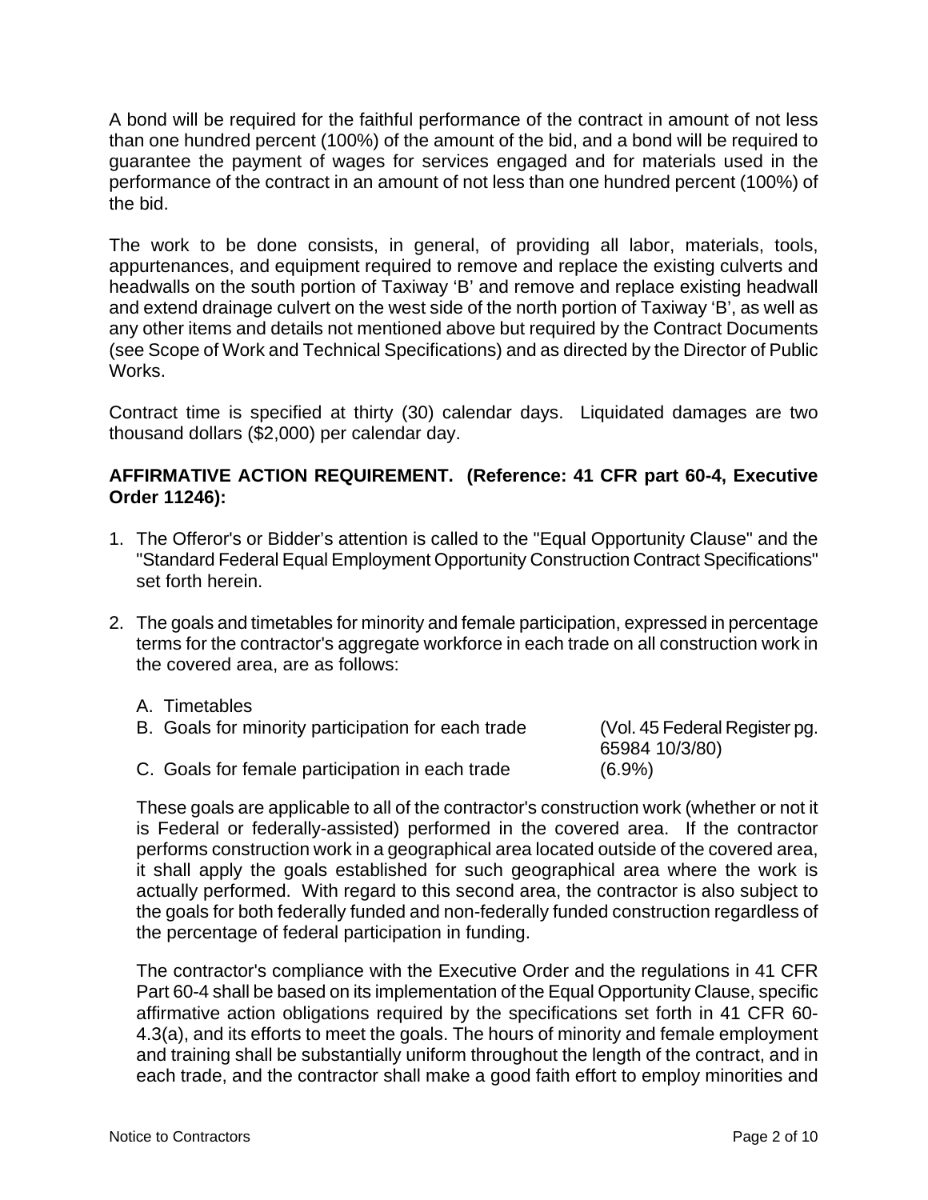A bond will be required for the faithful performance of the contract in amount of not less than one hundred percent (100%) of the amount of the bid, and a bond will be required to guarantee the payment of wages for services engaged and for materials used in the performance of the contract in an amount of not less than one hundred percent (100%) of the bid.

The work to be done consists, in general, of providing all labor, materials, tools, appurtenances, and equipment required to remove and replace the existing culverts and headwalls on the south portion of Taxiway 'B' and remove and replace existing headwall and extend drainage culvert on the west side of the north portion of Taxiway 'B', as well as any other items and details not mentioned above but required by the Contract Documents (see Scope of Work and Technical Specifications) and as directed by the Director of Public Works.

Contract time is specified at thirty (30) calendar days. Liquidated damages are two thousand dollars ($2,000) per calendar day.

**AFFIRMATIVE ACTION REQUIREMENT. (Reference: 41 CFR part 60-4, Executive Order 11246):**

1. The Offeror's or Bidder's attention is called to the "Equal Opportunity Clause" and the "Standard Federal Equal Employment Opportunity Construction Contract Specifications" set forth herein.

2. The goals and timetables for minority and female participation, expressed in percentage terms for the contractor's aggregate workforce in each trade on all construction work in the covered area, are as follows:

   A. Timetables
   B. Goals for minority participation for each trade (Vol. 45 Federal Register pg. 65984 10/3/80)
   C. Goals for female participation in each trade (6.9%)

   These goals are applicable to all of the contractor's construction work (whether or not it is Federal or federally-assisted) performed in the covered area. If the contractor performs construction work in a geographical area located outside of the covered area, it shall apply the goals established for such geographical area where the work is actually performed. With regard to this second area, the contractor is also subject to the goals for both federally funded and non-federally funded construction regardless of the percentage of federal participation in funding.

   The contractor's compliance with the Executive Order and the regulations in 41 CFR Part 60-4 shall be based on its implementation of the Equal Opportunity Clause, specific affirmative action obligations required by the specifications set forth in 41 CFR 60-4.3(a), and its efforts to meet the goals. The hours of minority and female employment and training shall be substantially uniform throughout the length of the contract, and in each trade, and the contractor shall make a good faith effort to employ minorities and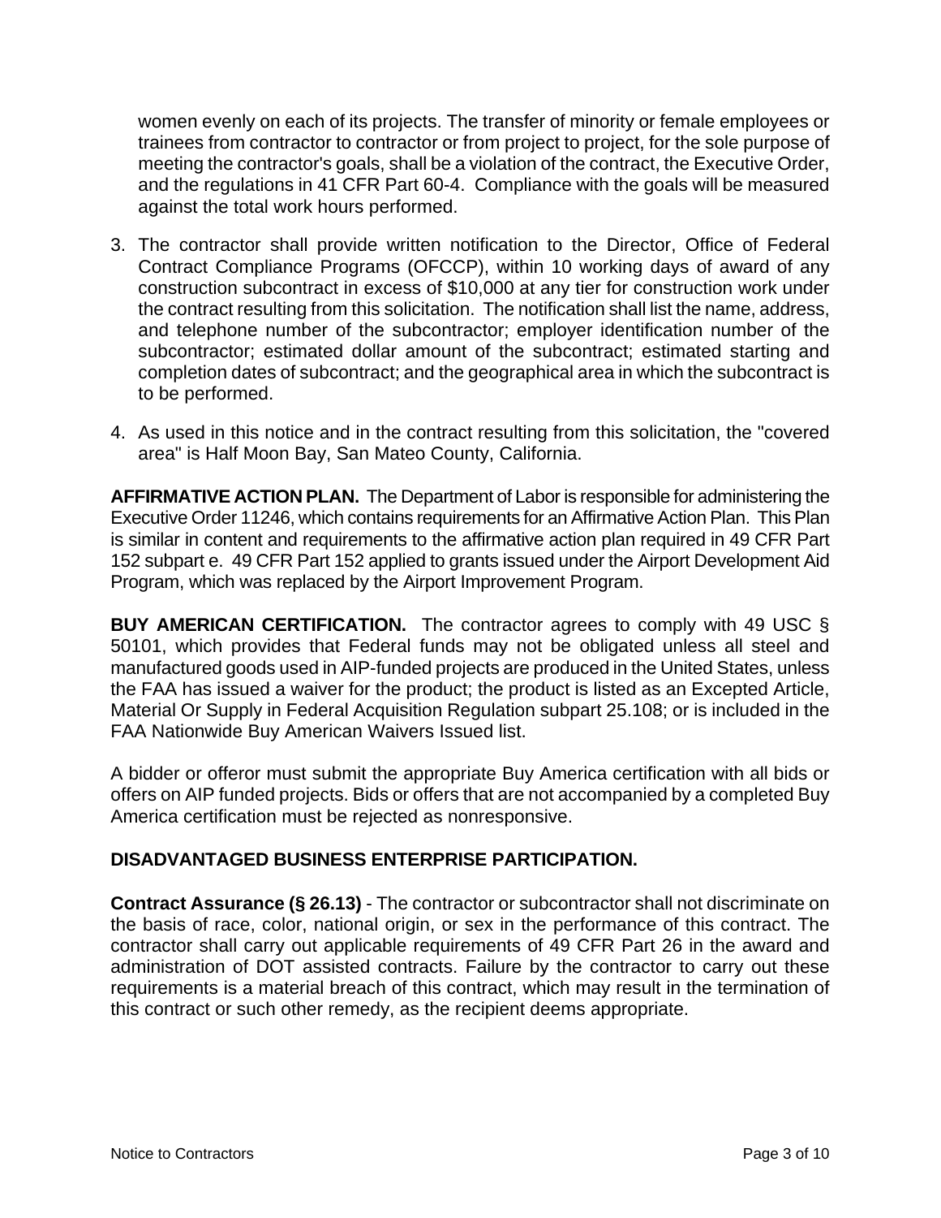women evenly on each of its projects. The transfer of minority or female employees or trainees from contractor to contractor or from project to project, for the sole purpose of meeting the contractor's goals, shall be a violation of the contract, the Executive Order, and the regulations in 41 CFR Part 60-4. Compliance with the goals will be measured against the total work hours performed.

3. The contractor shall provide written notification to the Director, Office of Federal Contract Compliance Programs (OFCCP), within 10 working days of award of any construction subcontract in excess of $10,000 at any tier for construction work under the contract resulting from this solicitation. The notification shall list the name, address, and telephone number of the subcontractor; employer identification number of the subcontractor; estimated dollar amount of the subcontract; estimated starting and completion dates of subcontract; and the geographical area in which the subcontract is to be performed.

4. As used in this notice and in the contract resulting from this solicitation, the "covered area" is Half Moon Bay, San Mateo County, California.

**AFFIRMATIVE ACTION PLAN.** The Department of Labor is responsible for administering the Executive Order 11246, which contains requirements for an Affirmative Action Plan. This Plan is similar in content and requirements to the affirmative action plan required in 49 CFR Part 152 subpart e. 49 CFR Part 152 applied to grants issued under the Airport Development Aid Program, which was replaced by the Airport Improvement Program.

**BUY AMERICAN CERTIFICATION.** The contractor agrees to comply with 49 USC § 50101, which provides that Federal funds may not be obligated unless all steel and manufactured goods used in AIP-funded projects are produced in the United States, unless the FAA has issued a waiver for the product; the product is listed as an Excepted Article, Material Or Supply in Federal Acquisition Regulation subpart 25.108; or is included in the FAA Nationwide Buy American Waivers Issued list.

A bidder or offeror must submit the appropriate Buy America certification with all bids or offers on AIP funded projects. Bids or offers that are not accompanied by a completed Buy America certification must be rejected as nonresponsive.

**DISADVANTAGED BUSINESS ENTERPRISE PARTICIPATION.**

**Contract Assurance (§ 26.13)** - The contractor or subcontractor shall not discriminate on the basis of race, color, national origin, or sex in the performance of this contract. The contractor shall carry out applicable requirements of 49 CFR Part 26 in the award and administration of DOT assisted contracts. Failure by the contractor to carry out these requirements is a material breach of this contract, which may result in the termination of this contract or such other remedy, as the recipient deems appropriate.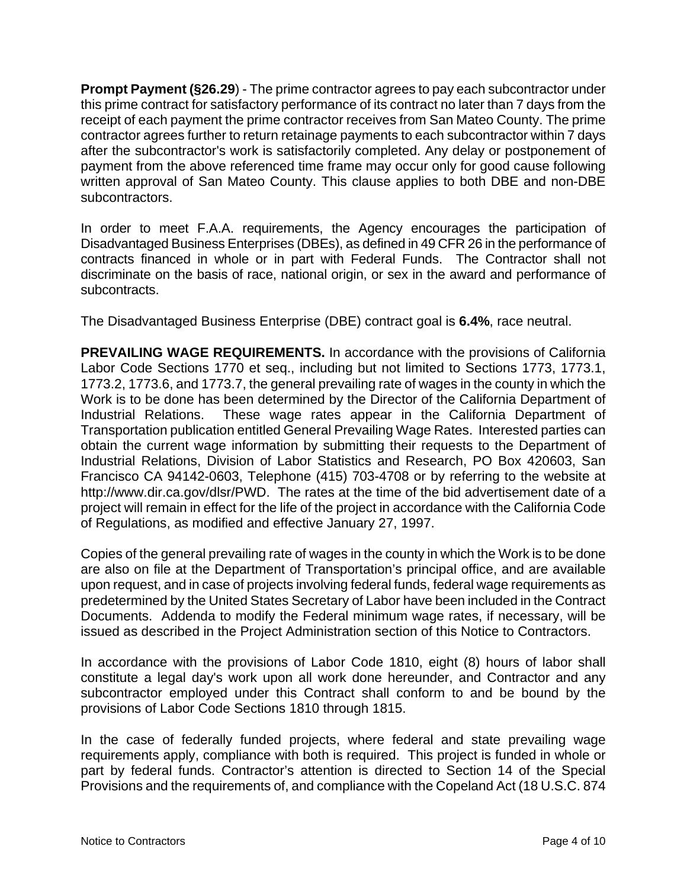**Prompt Payment (§26.29**) - The prime contractor agrees to pay each subcontractor under this prime contract for satisfactory performance of its contract no later than 7 days from the receipt of each payment the prime contractor receives from San Mateo County. The prime contractor agrees further to return retainage payments to each subcontractor within 7 days after the subcontractor's work is satisfactorily completed. Any delay or postponement of payment from the above referenced time frame may occur only for good cause following written approval of San Mateo County. This clause applies to both DBE and non-DBE subcontractors.

In order to meet F.A.A. requirements, the Agency encourages the participation of Disadvantaged Business Enterprises (DBEs), as defined in 49 CFR 26 in the performance of contracts financed in whole or in part with Federal Funds. The Contractor shall not discriminate on the basis of race, national origin, or sex in the award and performance of subcontracts.

The Disadvantaged Business Enterprise (DBE) contract goal is **6.4%**, race neutral.

**PREVAILING WAGE REQUIREMENTS.** In accordance with the provisions of California Labor Code Sections 1770 et seq., including but not limited to Sections 1773, 1773.1, 1773.2, 1773.6, and 1773.7, the general prevailing rate of wages in the county in which the Work is to be done has been determined by the Director of the California Department of Industrial Relations. These wage rates appear in the California Department of Transportation publication entitled General Prevailing Wage Rates. Interested parties can obtain the current wage information by submitting their requests to the Department of Industrial Relations, Division of Labor Statistics and Research, PO Box 420603, San Francisco CA 94142-0603, Telephone (415) 703-4708 or by referring to the website at http://www.dir.ca.gov/dlsr/PWD. The rates at the time of the bid advertisement date of a project will remain in effect for the life of the project in accordance with the California Code of Regulations, as modified and effective January 27, 1997.

Copies of the general prevailing rate of wages in the county in which the Work is to be done are also on file at the Department of Transportation's principal office, and are available upon request, and in case of projects involving federal funds, federal wage requirements as predetermined by the United States Secretary of Labor have been included in the Contract Documents. Addenda to modify the Federal minimum wage rates, if necessary, will be issued as described in the Project Administration section of this Notice to Contractors.

In accordance with the provisions of Labor Code 1810, eight (8) hours of labor shall constitute a legal day's work upon all work done hereunder, and Contractor and any subcontractor employed under this Contract shall conform to and be bound by the provisions of Labor Code Sections 1810 through 1815.

In the case of federally funded projects, where federal and state prevailing wage requirements apply, compliance with both is required. This project is funded in whole or part by federal funds. Contractor's attention is directed to Section 14 of the Special Provisions and the requirements of, and compliance with the Copeland Act (18 U.S.C. 874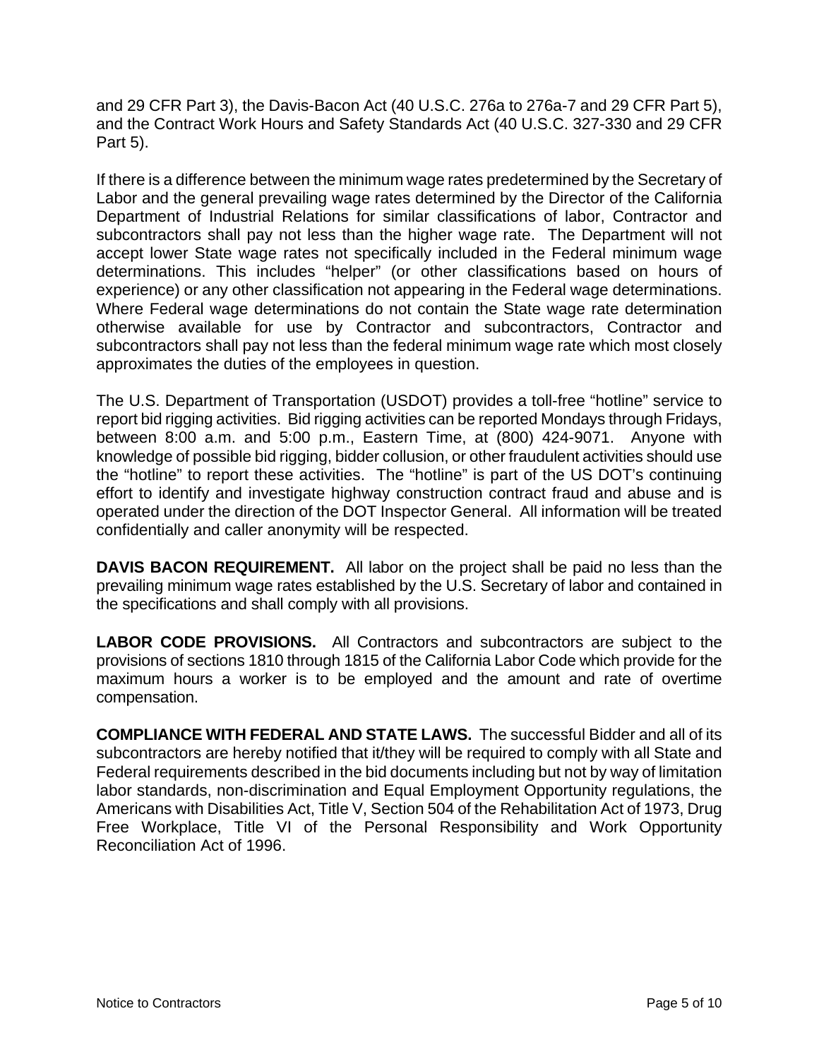and 29 CFR Part 3), the Davis-Bacon Act (40 U.S.C. 276a to 276a-7 and 29 CFR Part 5), and the Contract Work Hours and Safety Standards Act (40 U.S.C. 327-330 and 29 CFR Part 5).

If there is a difference between the minimum wage rates predetermined by the Secretary of Labor and the general prevailing wage rates determined by the Director of the California Department of Industrial Relations for similar classifications of labor, Contractor and subcontractors shall pay not less than the higher wage rate. The Department will not accept lower State wage rates not specifically included in the Federal minimum wage determinations. This includes "helper" (or other classifications based on hours of experience) or any other classification not appearing in the Federal wage determinations. Where Federal wage determinations do not contain the State wage rate determination otherwise available for use by Contractor and subcontractors, Contractor and subcontractors shall pay not less than the federal minimum wage rate which most closely approximates the duties of the employees in question.

The U.S. Department of Transportation (USDOT) provides a toll-free "hotline" service to report bid rigging activities. Bid rigging activities can be reported Mondays through Fridays, between 8:00 a.m. and 5:00 p.m., Eastern Time, at (800) 424-9071. Anyone with knowledge of possible bid rigging, bidder collusion, or other fraudulent activities should use the "hotline" to report these activities. The "hotline" is part of the US DOT's continuing effort to identify and investigate highway construction contract fraud and abuse and is operated under the direction of the DOT Inspector General. All information will be treated confidentially and caller anonymity will be respected.

**DAVIS BACON REQUIREMENT.** All labor on the project shall be paid no less than the prevailing minimum wage rates established by the U.S. Secretary of labor and contained in the specifications and shall comply with all provisions.

**LABOR CODE PROVISIONS.** All Contractors and subcontractors are subject to the provisions of sections 1810 through 1815 of the California Labor Code which provide for the maximum hours a worker is to be employed and the amount and rate of overtime compensation.

**COMPLIANCE WITH FEDERAL AND STATE LAWS.** The successful Bidder and all of its subcontractors are hereby notified that it/they will be required to comply with all State and Federal requirements described in the bid documents including but not by way of limitation labor standards, non-discrimination and Equal Employment Opportunity regulations, the Americans with Disabilities Act, Title V, Section 504 of the Rehabilitation Act of 1973, Drug Free Workplace, Title VI of the Personal Responsibility and Work Opportunity Reconciliation Act of 1996.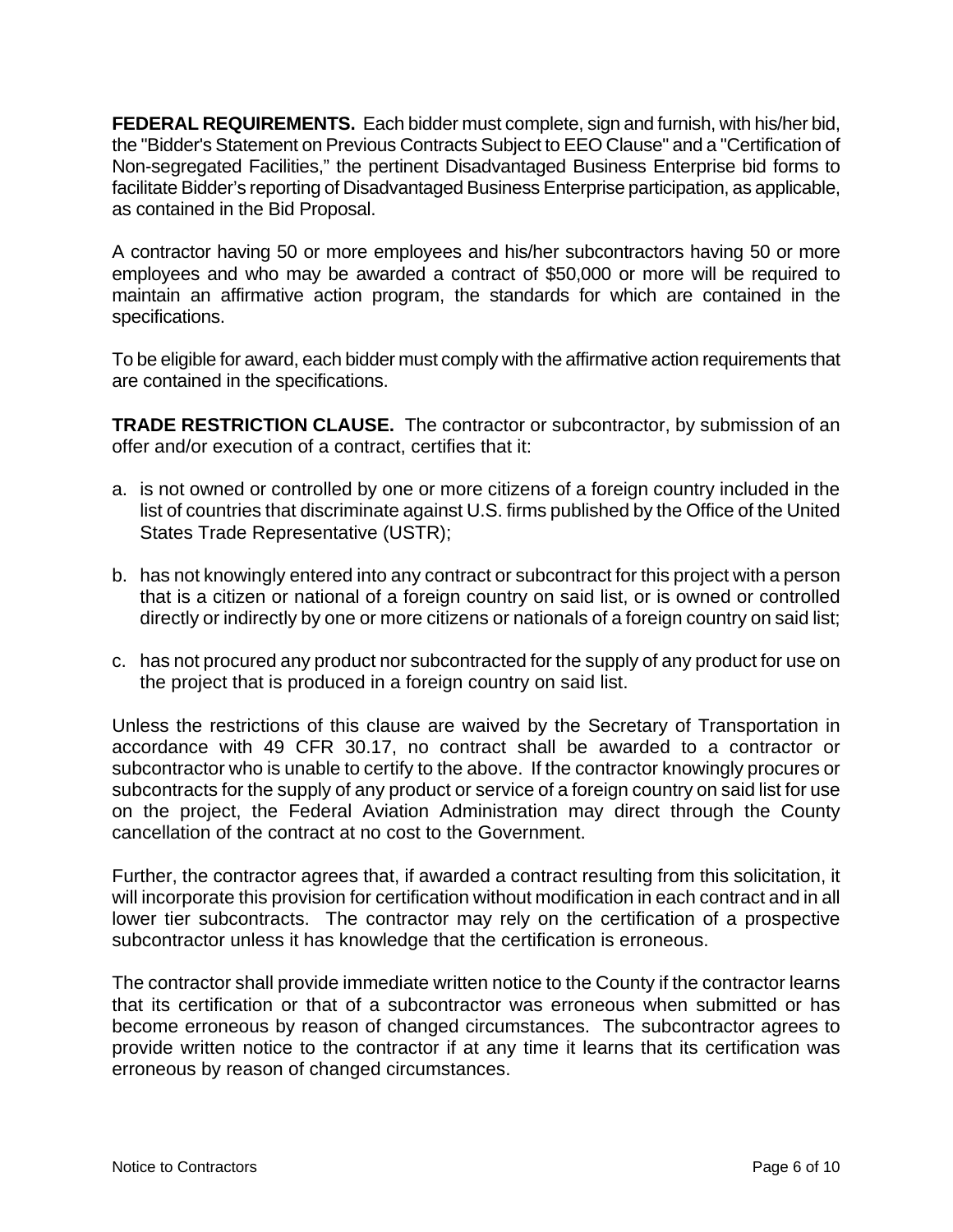**FEDERAL REQUIREMENTS.** Each bidder must complete, sign and furnish, with his/her bid, the "Bidder's Statement on Previous Contracts Subject to EEO Clause" and a "Certification of Non-segregated Facilities," the pertinent Disadvantaged Business Enterprise bid forms to facilitate Bidder's reporting of Disadvantaged Business Enterprise participation, as applicable, as contained in the Bid Proposal.

A contractor having 50 or more employees and his/her subcontractors having 50 or more employees and who may be awarded a contract of $50,000 or more will be required to maintain an affirmative action program, the standards for which are contained in the specifications.

To be eligible for award, each bidder must comply with the affirmative action requirements that are contained in the specifications.

**TRADE RESTRICTION CLAUSE.** The contractor or subcontractor, by submission of an offer and/or execution of a contract, certifies that it:

a. is not owned or controlled by one or more citizens of a foreign country included in the list of countries that discriminate against U.S. firms published by the Office of the United States Trade Representative (USTR);

b. has not knowingly entered into any contract or subcontract for this project with a person that is a citizen or national of a foreign country on said list, or is owned or controlled directly or indirectly by one or more citizens or nationals of a foreign country on said list;

c. has not procured any product nor subcontracted for the supply of any product for use on the project that is produced in a foreign country on said list.

Unless the restrictions of this clause are waived by the Secretary of Transportation in accordance with 49 CFR 30.17, no contract shall be awarded to a contractor or subcontractor who is unable to certify to the above. If the contractor knowingly procures or subcontracts for the supply of any product or service of a foreign country on said list for use on the project, the Federal Aviation Administration may direct through the County cancellation of the contract at no cost to the Government.

Further, the contractor agrees that, if awarded a contract resulting from this solicitation, it will incorporate this provision for certification without modification in each contract and in all lower tier subcontracts. The contractor may rely on the certification of a prospective subcontractor unless it has knowledge that the certification is erroneous.

The contractor shall provide immediate written notice to the County if the contractor learns that its certification or that of a subcontractor was erroneous when submitted or has become erroneous by reason of changed circumstances. The subcontractor agrees to provide written notice to the contractor if at any time it learns that its certification was erroneous by reason of changed circumstances.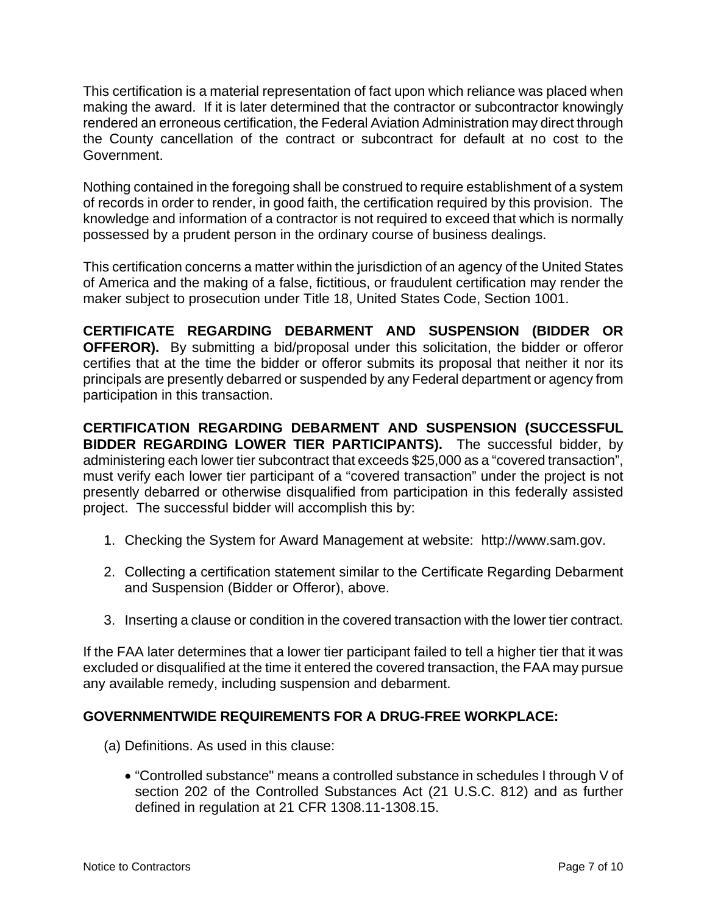This certification is a material representation of fact upon which reliance was placed when making the award. If it is later determined that the contractor or subcontractor knowingly rendered an erroneous certification, the Federal Aviation Administration may direct through the County cancellation of the contract or subcontract for default at no cost to the Government.

Nothing contained in the foregoing shall be construed to require establishment of a system of records in order to render, in good faith, the certification required by this provision. The knowledge and information of a contractor is not required to exceed that which is normally possessed by a prudent person in the ordinary course of business dealings.

This certification concerns a matter within the jurisdiction of an agency of the United States of America and the making of a false, fictitious, or fraudulent certification may render the maker subject to prosecution under Title 18, United States Code, Section 1001.

**CERTIFICATE REGARDING DEBARMENT AND SUSPENSION (BIDDER OR OFFEROR).** By submitting a bid/proposal under this solicitation, the bidder or offeror certifies that at the time the bidder or offeror submits its proposal that neither it nor its principals are presently debarred or suspended by any Federal department or agency from participation in this transaction.

**CERTIFICATION REGARDING DEBARMENT AND SUSPENSION (SUCCESSFUL BIDDER REGARDING LOWER TIER PARTICIPANTS).** The successful bidder, by administering each lower tier subcontract that exceeds $25,000 as a "covered transaction", must verify each lower tier participant of a "covered transaction" under the project is not presently debarred or otherwise disqualified from participation in this federally assisted project. The successful bidder will accomplish this by:

1. Checking the System for Award Management at website: http://www.sam.gov.

2. Collecting a certification statement similar to the Certificate Regarding Debarment and Suspension (Bidder or Offeror), above.

3. Inserting a clause or condition in the covered transaction with the lower tier contract.

If the FAA later determines that a lower tier participant failed to tell a higher tier that it was excluded or disqualified at the time it entered the covered transaction, the FAA may pursue any available remedy, including suspension and debarment.

**GOVERNMENTWIDE REQUIREMENTS FOR A DRUG-FREE WORKPLACE:**

(a) Definitions. As used in this clause:

- "Controlled substance" means a controlled substance in schedules I through V of section 202 of the Controlled Substances Act (21 U.S.C. 812) and as further defined in regulation at 21 CFR 1308.11-1308.15.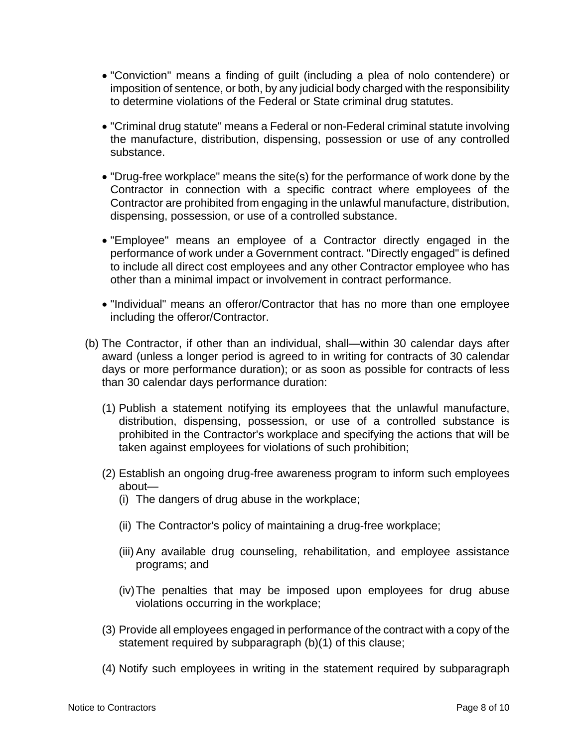- "Conviction" means a finding of guilt (including a plea of nolo contendere) or imposition of sentence, or both, by any judicial body charged with the responsibility to determine violations of the Federal or State criminal drug statutes.

- "Criminal drug statute" means a Federal or non-Federal criminal statute involving the manufacture, distribution, dispensing, possession or use of any controlled substance.

- "Drug-free workplace" means the site(s) for the performance of work done by the Contractor in connection with a specific contract where employees of the Contractor are prohibited from engaging in the unlawful manufacture, distribution, dispensing, possession, or use of a controlled substance.

- "Employee" means an employee of a Contractor directly engaged in the performance of work under a Government contract. "Directly engaged" is defined to include all direct cost employees and any other Contractor employee who has other than a minimal impact or involvement in contract performance.

- "Individual" means an offeror/Contractor that has no more than one employee including the offeror/Contractor.

(b) The Contractor, if other than an individual, shall—within 30 calendar days after award (unless a longer period is agreed to in writing for contracts of 30 calendar days or more performance duration); or as soon as possible for contracts of less than 30 calendar days performance duration:

(1) Publish a statement notifying its employees that the unlawful manufacture, distribution, dispensing, possession, or use of a controlled substance is prohibited in the Contractor's workplace and specifying the actions that will be taken against employees for violations of such prohibition;

(2) Establish an ongoing drug-free awareness program to inform such employees about—

(i) The dangers of drug abuse in the workplace;

(ii) The Contractor's policy of maintaining a drug-free workplace;

(iii) Any available drug counseling, rehabilitation, and employee assistance programs; and

(iv) The penalties that may be imposed upon employees for drug abuse violations occurring in the workplace;

(3) Provide all employees engaged in performance of the contract with a copy of the statement required by subparagraph (b)(1) of this clause;

(4) Notify such employees in writing in the statement required by subparagraph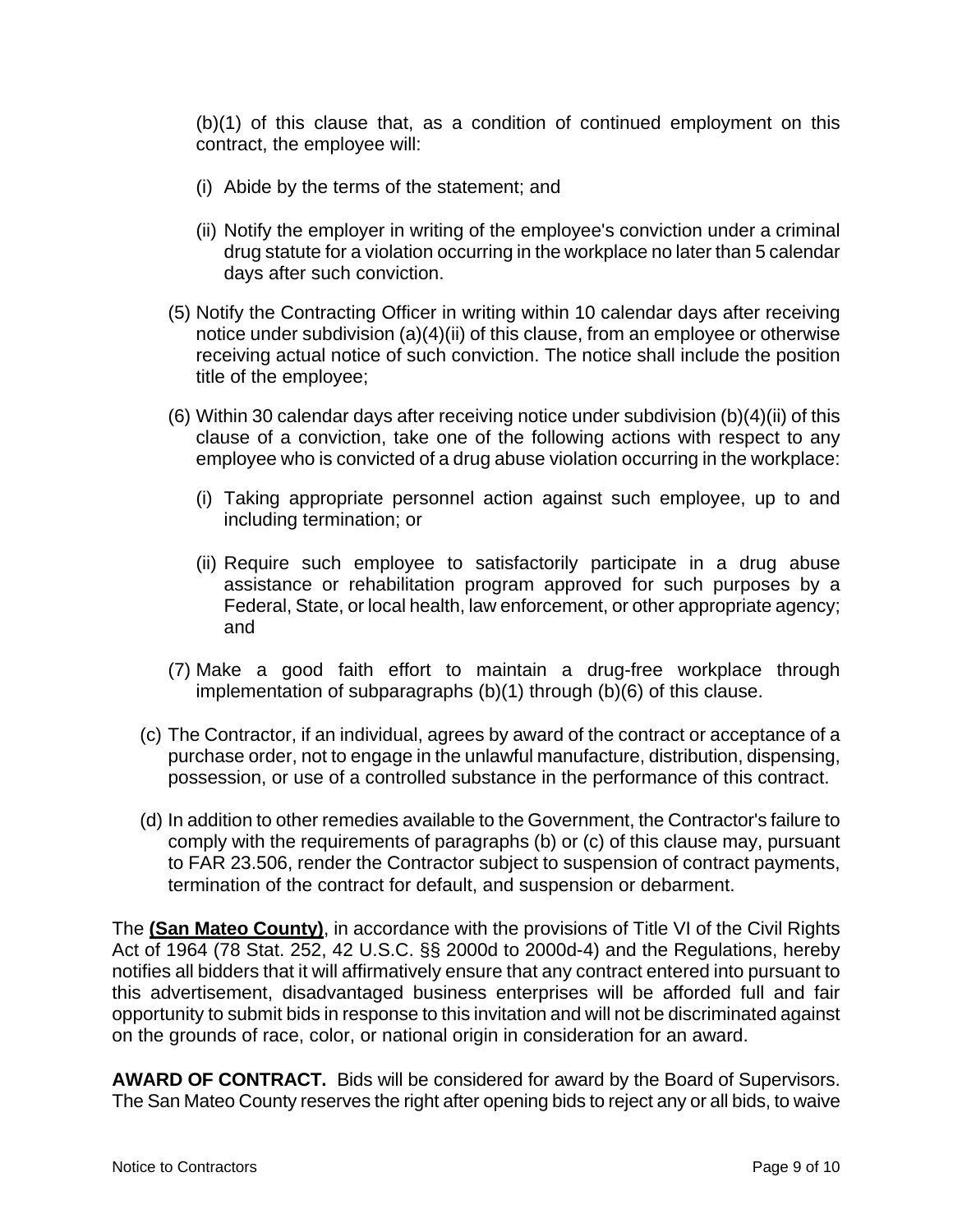(b)(1) of this clause that, as a condition of continued employment on this contract, the employee will:

(i) Abide by the terms of the statement; and

(ii) Notify the employer in writing of the employee's conviction under a criminal drug statute for a violation occurring in the workplace no later than 5 calendar days after such conviction.

(5) Notify the Contracting Officer in writing within 10 calendar days after receiving notice under subdivision (a)(4)(ii) of this clause, from an employee or otherwise receiving actual notice of such conviction. The notice shall include the position title of the employee;

(6) Within 30 calendar days after receiving notice under subdivision (b)(4)(ii) of this clause of a conviction, take one of the following actions with respect to any employee who is convicted of a drug abuse violation occurring in the workplace:

(i) Taking appropriate personnel action against such employee, up to and including termination; or

(ii) Require such employee to satisfactorily participate in a drug abuse assistance or rehabilitation program approved for such purposes by a Federal, State, or local health, law enforcement, or other appropriate agency; and

(7) Make a good faith effort to maintain a drug-free workplace through implementation of subparagraphs (b)(1) through (b)(6) of this clause.

(c) The Contractor, if an individual, agrees by award of the contract or acceptance of a purchase order, not to engage in the unlawful manufacture, distribution, dispensing, possession, or use of a controlled substance in the performance of this contract.

(d) In addition to other remedies available to the Government, the Contractor's failure to comply with the requirements of paragraphs (b) or (c) of this clause may, pursuant to FAR 23.506, render the Contractor subject to suspension of contract payments, termination of the contract for default, and suspension or debarment.

The **(San Mateo County)**, in accordance with the provisions of Title VI of the Civil Rights Act of 1964 (78 Stat. 252, 42 U.S.C. §§ 2000d to 2000d-4) and the Regulations, hereby notifies all bidders that it will affirmatively ensure that any contract entered into pursuant to this advertisement, disadvantaged business enterprises will be afforded full and fair opportunity to submit bids in response to this invitation and will not be discriminated against on the grounds of race, color, or national origin in consideration for an award.

**AWARD OF CONTRACT.** Bids will be considered for award by the Board of Supervisors. The San Mateo County reserves the right after opening bids to reject any or all bids, to waive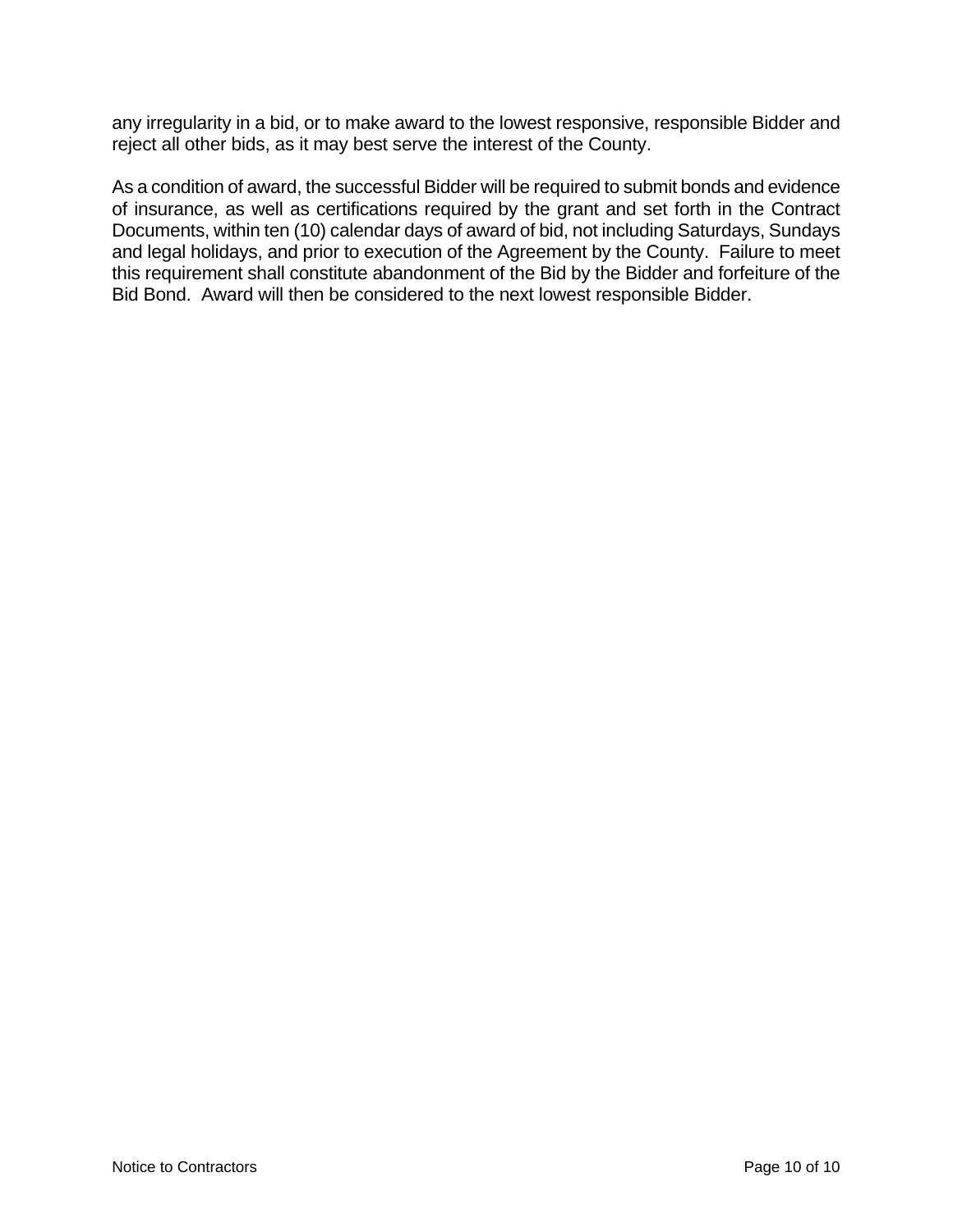any irregularity in a bid, or to make award to the lowest responsive, responsible Bidder and reject all other bids, as it may best serve the interest of the County.

As a condition of award, the successful Bidder will be required to submit bonds and evidence of insurance, as well as certifications required by the grant and set forth in the Contract Documents, within ten (10) calendar days of award of bid, not including Saturdays, Sundays and legal holidays, and prior to execution of the Agreement by the County. Failure to meet this requirement shall constitute abandonment of the Bid by the Bidder and forfeiture of the Bid Bond. Award will then be considered to the next lowest responsible Bidder.